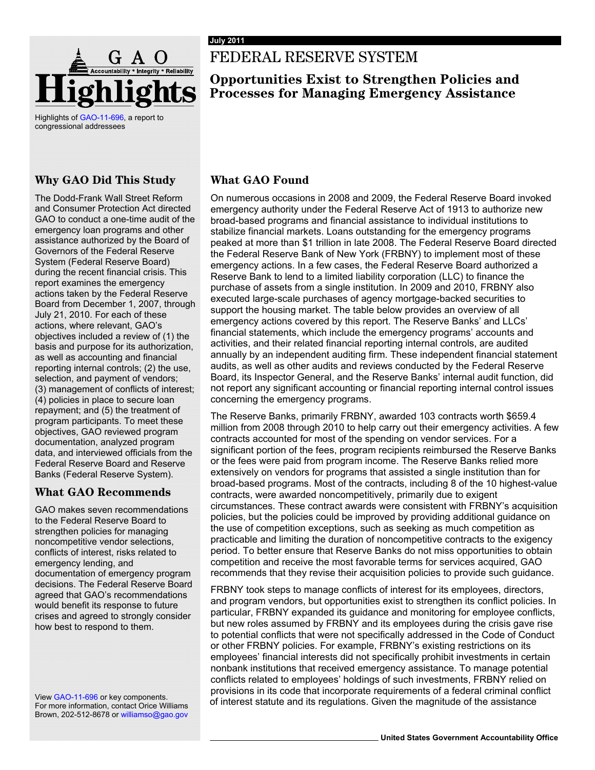# GAO Highlights

Highlights of GAO-11-696, a report to congressional addressees

July 2011

# FEDERAL RESERVE SYSTEM

## Opportunities Exist to Strengthen Policies and Processes for Managing Emergency Assistance

### Why GAO Did This Study

The Dodd-Frank Wall Street Reform and Consumer Protection Act directed GAO to conduct a one-time audit of the emergency loan programs and other assistance authorized by the Board of Governors of the Federal Reserve System (Federal Reserve Board) during the recent financial crisis. This report examines the emergency actions taken by the Federal Reserve Board from December 1, 2007, through July 21, 2010. For each of these actions, where relevant, GAO's objectives included a review of (1) the basis and purpose for its authorization, as well as accounting and financial reporting internal controls; (2) the use, selection, and payment of vendors; (3) management of conflicts of interest; (4) policies in place to secure loan repayment; and (5) the treatment of program participants. To meet these objectives, GAO reviewed program documentation, analyzed program data, and interviewed officials from the Federal Reserve Board and Reserve Banks (Federal Reserve System).

### What GAO Recommends

GAO makes seven recommendations to the Federal Reserve Board to strengthen policies for managing noncompetitive vendor selections, conflicts of interest, risks related to emergency lending, and documentation of emergency program decisions. The Federal Reserve Board agreed that GAO's recommendations would benefit its response to future crises and agreed to strongly consider how best to respond to them.

View GAO-11-696 or key components.
For more information, contact Orice Williams Brown, 202-512-8678 or williamso@gao.gov

### What GAO Found

On numerous occasions in 2008 and 2009, the Federal Reserve Board invoked emergency authority under the Federal Reserve Act of 1913 to authorize new broad-based programs and financial assistance to individual institutions to stabilize financial markets. Loans outstanding for the emergency programs peaked at more than $1 trillion in late 2008. The Federal Reserve Board directed the Federal Reserve Bank of New York (FRBNY) to implement most of these emergency actions. In a few cases, the Federal Reserve Board authorized a Reserve Bank to lend to a limited liability corporation (LLC) to finance the purchase of assets from a single institution. In 2009 and 2010, FRBNY also executed large-scale purchases of agency mortgage-backed securities to support the housing market. The table below provides an overview of all emergency actions covered by this report. The Reserve Banks' and LLCs' financial statements, which include the emergency programs' accounts and activities, and their related financial reporting internal controls, are audited annually by an independent auditing firm. These independent financial statement audits, as well as other audits and reviews conducted by the Federal Reserve Board, its Inspector General, and the Reserve Banks' internal audit function, did not report any significant accounting or financial reporting internal control issues concerning the emergency programs.

The Reserve Banks, primarily FRBNY, awarded 103 contracts worth $659.4 million from 2008 through 2010 to help carry out their emergency activities. A few contracts accounted for most of the spending on vendor services. For a significant portion of the fees, program recipients reimbursed the Reserve Banks or the fees were paid from program income. The Reserve Banks relied more extensively on vendors for programs that assisted a single institution than for broad-based programs. Most of the contracts, including 8 of the 10 highest-value contracts, were awarded noncompetitively, primarily due to exigent circumstances. These contract awards were consistent with FRBNY's acquisition policies, but the policies could be improved by providing additional guidance on the use of competition exceptions, such as seeking as much competition as practicable and limiting the duration of noncompetitive contracts to the exigency period. To better ensure that Reserve Banks do not miss opportunities to obtain competition and receive the most favorable terms for services acquired, GAO recommends that they revise their acquisition policies to provide such guidance.

FRBNY took steps to manage conflicts of interest for its employees, directors, and program vendors, but opportunities exist to strengthen its conflict policies. In particular, FRBNY expanded its guidance and monitoring for employee conflicts, but new roles assumed by FRBNY and its employees during the crisis gave rise to potential conflicts that were not specifically addressed in the Code of Conduct or other FRBNY policies. For example, FRBNY's existing restrictions on its employees' financial interests did not specifically prohibit investments in certain nonbank institutions that received emergency assistance. To manage potential conflicts related to employees' holdings of such investments, FRBNY relied on provisions in its code that incorporate requirements of a federal criminal conflict of interest statute and its regulations. Given the magnitude of the assistance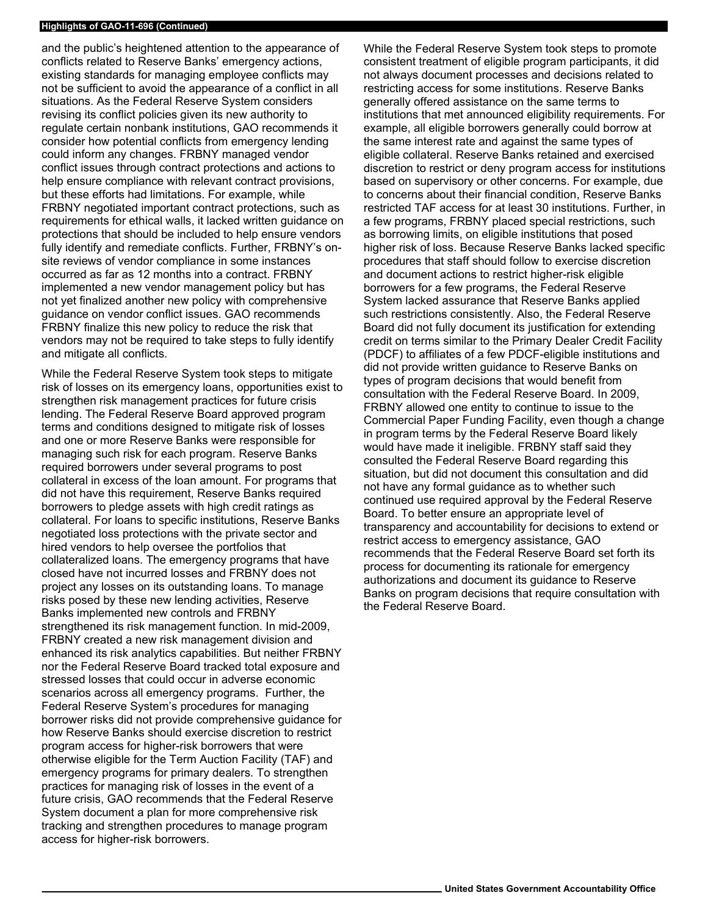and the public's heightened attention to the appearance of conflicts related to Reserve Banks' emergency actions, existing standards for managing employee conflicts may not be sufficient to avoid the appearance of a conflict in all situations. As the Federal Reserve System considers revising its conflict policies given its new authority to regulate certain nonbank institutions, GAO recommends it consider how potential conflicts from emergency lending could inform any changes. FRBNY managed vendor conflict issues through contract protections and actions to help ensure compliance with relevant contract provisions, but these efforts had limitations. For example, while FRBNY negotiated important contract protections, such as requirements for ethical walls, it lacked written guidance on protections that should be included to help ensure vendors fully identify and remediate conflicts. Further, FRBNY's on-site reviews of vendor compliance in some instances occurred as far as 12 months into a contract. FRBNY implemented a new vendor management policy but has not yet finalized another new policy with comprehensive guidance on vendor conflict issues. GAO recommends FRBNY finalize this new policy to reduce the risk that vendors may not be required to take steps to fully identify and mitigate all conflicts.

While the Federal Reserve System took steps to mitigate risk of losses on its emergency loans, opportunities exist to strengthen risk management practices for future crisis lending. The Federal Reserve Board approved program terms and conditions designed to mitigate risk of losses and one or more Reserve Banks were responsible for managing such risk for each program. Reserve Banks required borrowers under several programs to post collateral in excess of the loan amount. For programs that did not have this requirement, Reserve Banks required borrowers to pledge assets with high credit ratings as collateral. For loans to specific institutions, Reserve Banks negotiated loss protections with the private sector and hired vendors to help oversee the portfolios that collateralized loans. The emergency programs that have closed have not incurred losses and FRBNY does not project any losses on its outstanding loans. To manage risks posed by these new lending activities, Reserve Banks implemented new controls and FRBNY strengthened its risk management function. In mid-2009, FRBNY created a new risk management division and enhanced its risk analytics capabilities. But neither FRBNY nor the Federal Reserve Board tracked total exposure and stressed losses that could occur in adverse economic scenarios across all emergency programs. Further, the Federal Reserve System's procedures for managing borrower risks did not provide comprehensive guidance for how Reserve Banks should exercise discretion to restrict program access for higher-risk borrowers that were otherwise eligible for the Term Auction Facility (TAF) and emergency programs for primary dealers. To strengthen practices for managing risk of losses in the event of a future crisis, GAO recommends that the Federal Reserve System document a plan for more comprehensive risk tracking and strengthen procedures to manage program access for higher-risk borrowers.

While the Federal Reserve System took steps to promote consistent treatment of eligible program participants, it did not always document processes and decisions related to restricting access for some institutions. Reserve Banks generally offered assistance on the same terms to institutions that met announced eligibility requirements. For example, all eligible borrowers generally could borrow at the same interest rate and against the same types of eligible collateral. Reserve Banks retained and exercised discretion to restrict or deny program access for institutions based on supervisory or other concerns. For example, due to concerns about their financial condition, Reserve Banks restricted TAF access for at least 30 institutions. Further, in a few programs, FRBNY placed special restrictions, such as borrowing limits, on eligible institutions that posed higher risk of loss. Because Reserve Banks lacked specific procedures that staff should follow to exercise discretion and document actions to restrict higher-risk eligible borrowers for a few programs, the Federal Reserve System lacked assurance that Reserve Banks applied such restrictions consistently. Also, the Federal Reserve Board did not fully document its justification for extending credit on terms similar to the Primary Dealer Credit Facility (PDCF) to affiliates of a few PDCF-eligible institutions and did not provide written guidance to Reserve Banks on types of program decisions that would benefit from consultation with the Federal Reserve Board. In 2009, FRBNY allowed one entity to continue to issue to the Commercial Paper Funding Facility, even though a change in program terms by the Federal Reserve Board likely would have made it ineligible. FRBNY staff said they consulted the Federal Reserve Board regarding this situation, but did not document this consultation and did not have any formal guidance as to whether such continued use required approval by the Federal Reserve Board. To better ensure an appropriate level of transparency and accountability for decisions to extend or restrict access to emergency assistance, GAO recommends that the Federal Reserve Board set forth its process for documenting its rationale for emergency authorizations and document its guidance to Reserve Banks on program decisions that require consultation with the Federal Reserve Board.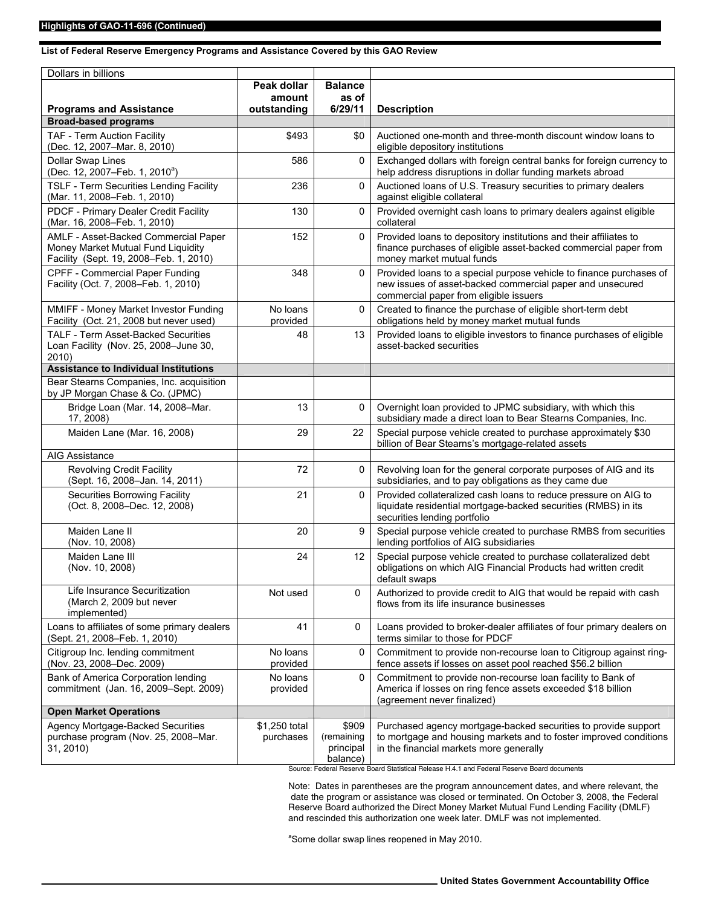**Highlights of GAO-11-696 (Continued)**

**List of Federal Reserve Emergency Programs and Assistance Covered by this GAO Review**

| Dollars in billions | | | |
|---|---|---|---|
| **Programs and Assistance** | **Peak dollar amount outstanding** | **Balance as of 6/29/11** | **Description** |
| **Broad-based programs** | | | |
| TAF - Term Auction Facility (Dec. 12, 2007–Mar. 8, 2010) | $493 | $0 | Auctioned one-month and three-month discount window loans to eligible depository institutions |
| Dollar Swap Lines (Dec. 12, 2007–Feb. 1, 2010[a]) | 586 | 0 | Exchanged dollars with foreign central banks for foreign currency to help address disruptions in dollar funding markets abroad |
| TSLF - Term Securities Lending Facility (Mar. 11, 2008–Feb. 1, 2010) | 236 | 0 | Auctioned loans of U.S. Treasury securities to primary dealers against eligible collateral |
| PDCF - Primary Dealer Credit Facility (Mar. 16, 2008–Feb. 1, 2010) | 130 | 0 | Provided overnight cash loans to primary dealers against eligible collateral |
| AMLF - Asset-Backed Commercial Paper Money Market Mutual Fund Liquidity Facility (Sept. 19, 2008–Feb. 1, 2010) | 152 | 0 | Provided loans to depository institutions and their affiliates to finance purchases of eligible asset-backed commercial paper from money market mutual funds |
| CPFF - Commercial Paper Funding Facility (Oct. 7, 2008–Feb. 1, 2010) | 348 | 0 | Provided loans to a special purpose vehicle to finance purchases of new issues of asset-backed commercial paper and unsecured commercial paper from eligible issuers |
| MMIFF - Money Market Investor Funding Facility (Oct. 21, 2008 but never used) | No loans provided | 0 | Created to finance the purchase of eligible short-term debt obligations held by money market mutual funds |
| TALF - Term Asset-Backed Securities Loan Facility (Nov. 25, 2008–June 30, 2010) | 48 | 13 | Provided loans to eligible investors to finance purchases of eligible asset-backed securities |
| **Assistance to Individual Institutions** | | | |
| Bear Stearns Companies, Inc. acquisition by JP Morgan Chase & Co. (JPMC) | | | |
| Bridge Loan (Mar. 14, 2008–Mar. 17, 2008) | 13 | 0 | Overnight loan provided to JPMC subsidiary, with which this subsidiary made a direct loan to Bear Stearns Companies, Inc. |
| Maiden Lane (Mar. 16, 2008) | 29 | 22 | Special purpose vehicle created to purchase approximately $30 billion of Bear Stearns's mortgage-related assets |
| AIG Assistance | | | |
| Revolving Credit Facility (Sept. 16, 2008–Jan. 14, 2011) | 72 | 0 | Revolving loan for the general corporate purposes of AIG and its subsidiaries, and to pay obligations as they came due |
| Securities Borrowing Facility (Oct. 8, 2008–Dec. 12, 2008) | 21 | 0 | Provided collateralized cash loans to reduce pressure on AIG to liquidate residential mortgage-backed securities (RMBS) in its securities lending portfolio |
| Maiden Lane II (Nov. 10, 2008) | 20 | 9 | Special purpose vehicle created to purchase RMBS from securities lending portfolios of AIG subsidiaries |
| Maiden Lane III (Nov. 10, 2008) | 24 | 12 | Special purpose vehicle created to purchase collateralized debt obligations on which AIG Financial Products had written credit default swaps |
| Life Insurance Securitization (March 2, 2009 but never implemented) | Not used | 0 | Authorized to provide credit to AIG that would be repaid with cash flows from its life insurance businesses |
| Loans to affiliates of some primary dealers (Sept. 21, 2008–Feb. 1, 2010) | 41 | 0 | Loans provided to broker-dealer affiliates of four primary dealers on terms similar to those for PDCF |
| Citigroup Inc. lending commitment (Nov. 23, 2008–Dec. 2009) | No loans provided | 0 | Commitment to provide non-recourse loan to Citigroup against ring-fence assets if losses on asset pool reached $56.2 billion |
| Bank of America Corporation lending commitment (Jan. 16, 2009–Sept. 2009) | No loans provided | 0 | Commitment to provide non-recourse loan facility to Bank of America if losses on ring fence assets exceeded $18 billion (agreement never finalized) |
| **Open Market Operations** | | | |
| Agency Mortgage-Backed Securities purchase program (Nov. 25, 2008–Mar. 31, 2010) | $1,250 total purchases | $909 (remaining principal balance) | Purchased agency mortgage-backed securities to provide support to mortgage and housing markets and to foster improved conditions in the financial markets more generally |

Source: Federal Reserve Board Statistical Release H.4.1 and Federal Reserve Board documents

Note: Dates in parentheses are the program announcement dates, and where relevant, the date the program or assistance was closed or terminated. On October 3, 2008, the Federal Reserve Board authorized the Direct Money Market Mutual Fund Lending Facility (DMLF) and rescinded this authorization one week later. DMLF was not implemented.

[a]Some dollar swap lines reopened in May 2010.